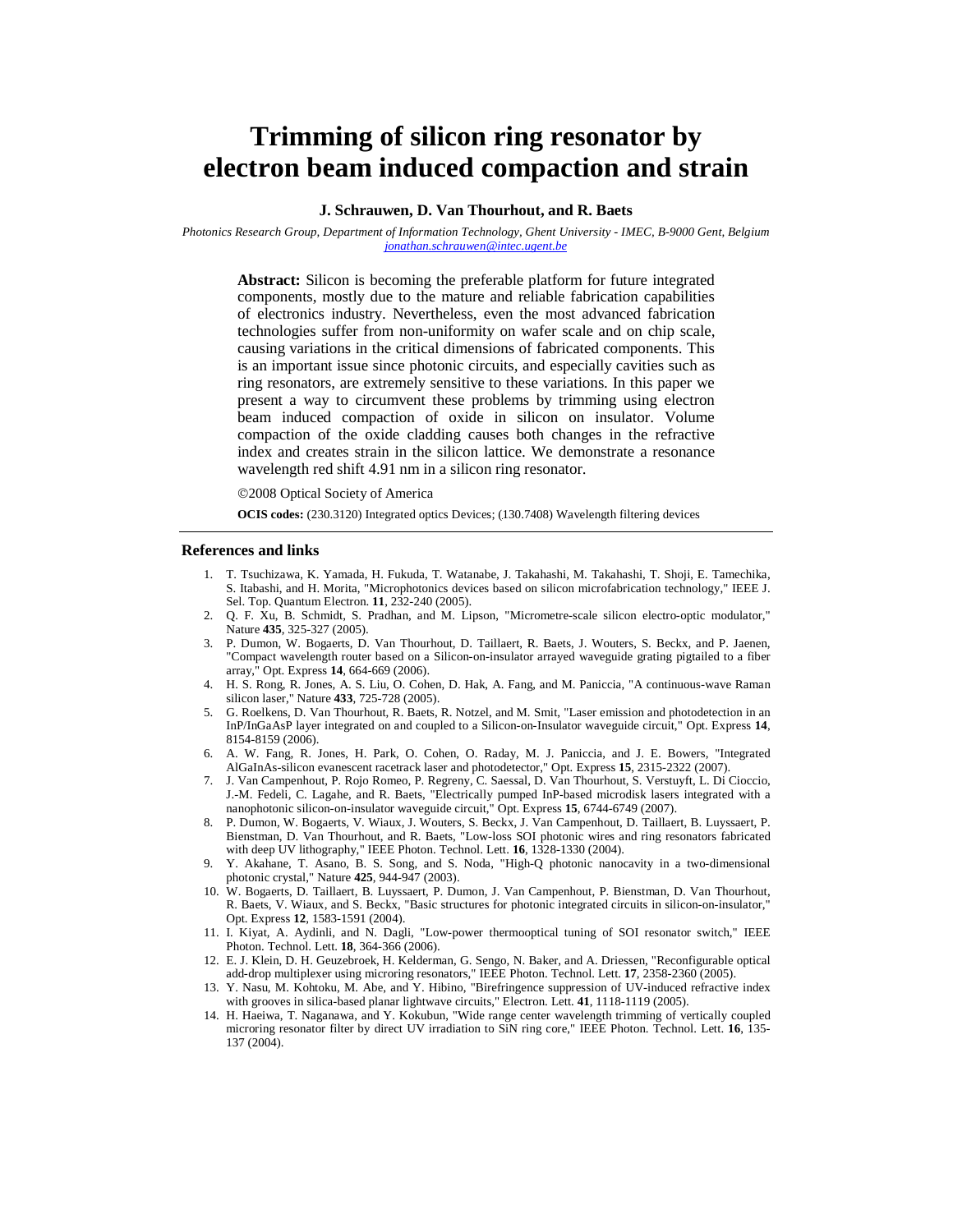# Trimming of silicon ring resonator by electron beam induced compaction and strain

**J. Schrauwen, D. Van Thourhout, and R. Baets**

*Photonics Research Group, Department of Information Technology, Ghent University - IMEC, B-9000 Gent, Belgium*
*jonathan.schrauwen@intec.ugent.be*

**Abstract:** Silicon is becoming the preferable platform for future integrated components, mostly due to the mature and reliable fabrication capabilities of electronics industry. Nevertheless, even the most advanced fabrication technologies suffer from non-uniformity on wafer scale and on chip scale, causing variations in the critical dimensions of fabricated components. This is an important issue since photonic circuits, and especially cavities such as ring resonators, are extremely sensitive to these variations. In this paper we present a way to circumvent these problems by trimming using electron beam induced compaction of oxide in silicon on insulator. Volume compaction of the oxide cladding causes both changes in the refractive index and creates strain in the silicon lattice. We demonstrate a resonance wavelength red shift 4.91 nm in a silicon ring resonator.

©2008 Optical Society of America

**OCIS codes:** (230.3120) Integrated optics Devices; (130.7408) Wavelength filtering devices

## References and links

1. T. Tsuchizawa, K. Yamada, H. Fukuda, T. Watanabe, J. Takahashi, M. Takahashi, T. Shoji, E. Tamechika, S. Itabashi, and H. Morita, "Microphotonics devices based on silicon microfabrication technology," IEEE J. Sel. Top. Quantum Electron. **11**, 232-240 (2005).
2. Q. F. Xu, B. Schmidt, S. Pradhan, and M. Lipson, "Micrometre-scale silicon electro-optic modulator," Nature **435**, 325-327 (2005).
3. P. Dumon, W. Bogaerts, D. Van Thourhout, D. Taillaert, R. Baets, J. Wouters, S. Beckx, and P. Jaenen, "Compact wavelength router based on a Silicon-on-insulator arrayed waveguide grating pigtailed to a fiber array," Opt. Express **14**, 664-669 (2006).
4. H. S. Rong, R. Jones, A. S. Liu, O. Cohen, D. Hak, A. Fang, and M. Paniccia, "A continuous-wave Raman silicon laser," Nature **433**, 725-728 (2005).
5. G. Roelkens, D. Van Thourhout, R. Baets, R. Notzel, and M. Smit, "Laser emission and photodetection in an InP/InGaAsP layer integrated on and coupled to a Silicon-on-Insulator waveguide circuit," Opt. Express **14**, 8154-8159 (2006).
6. A. W. Fang, R. Jones, H. Park, O. Cohen, O. Raday, M. J. Paniccia, and J. E. Bowers, "Integrated AlGaInAs-silicon evanescent racetrack laser and photodetector," Opt. Express **15**, 2315-2322 (2007).
7. J. Van Campenhout, P. Rojo Romeo, P. Regreny, C. Saessal, D. Van Thourhout, S. Verstuyft, L. Di Cioccio, J.-M. Fedeli, C. Lagahe, and R. Baets, "Electrically pumped InP-based microdisk lasers integrated with a nanophotonic silicon-on-insulator waveguide circuit," Opt. Express **15**, 6744-6749 (2007).
8. P. Dumon, W. Bogaerts, V. Wiaux, J. Wouters, S. Beckx, J. Van Campenhout, D. Taillaert, B. Luyssaert, P. Bienstman, D. Van Thourhout, and R. Baets, "Low-loss SOI photonic wires and ring resonators fabricated with deep UV lithography," IEEE Photon. Technol. Lett. **16**, 1328-1330 (2004).
9. Y. Akahane, T. Asano, B. S. Song, and S. Noda, "High-Q photonic nanocavity in a two-dimensional photonic crystal," Nature **425**, 944-947 (2003).
10. W. Bogaerts, D. Taillaert, B. Luyssaert, P. Dumon, J. Van Campenhout, P. Bienstman, D. Van Thourhout, R. Baets, V. Wiaux, and S. Beckx, "Basic structures for photonic integrated circuits in silicon-on-insulator," Opt. Express **12**, 1583-1591 (2004).
11. I. Kiyat, A. Aydinli, and N. Dagli, "Low-power thermooptical tuning of SOI resonator switch," IEEE Photon. Technol. Lett. **18**, 364-366 (2006).
12. E. J. Klein, D. H. Geuzebroek, H. Kelderman, G. Sengo, N. Baker, and A. Driessen, "Reconfigurable optical add-drop multiplexer using microring resonators," IEEE Photon. Technol. Lett. **17**, 2358-2360 (2005).
13. Y. Nasu, M. Kohtoku, M. Abe, and Y. Hibino, "Birefringence suppression of UV-induced refractive index with grooves in silica-based planar lightwave circuits," Electron. Lett. **41**, 1118-1119 (2005).
14. H. Haeiwa, T. Naganawa, and Y. Kokubun, "Wide range center wavelength trimming of vertically coupled microring resonator filter by direct UV irradiation to SiN ring core," IEEE Photon. Technol. Lett. **16**, 135-137 (2004).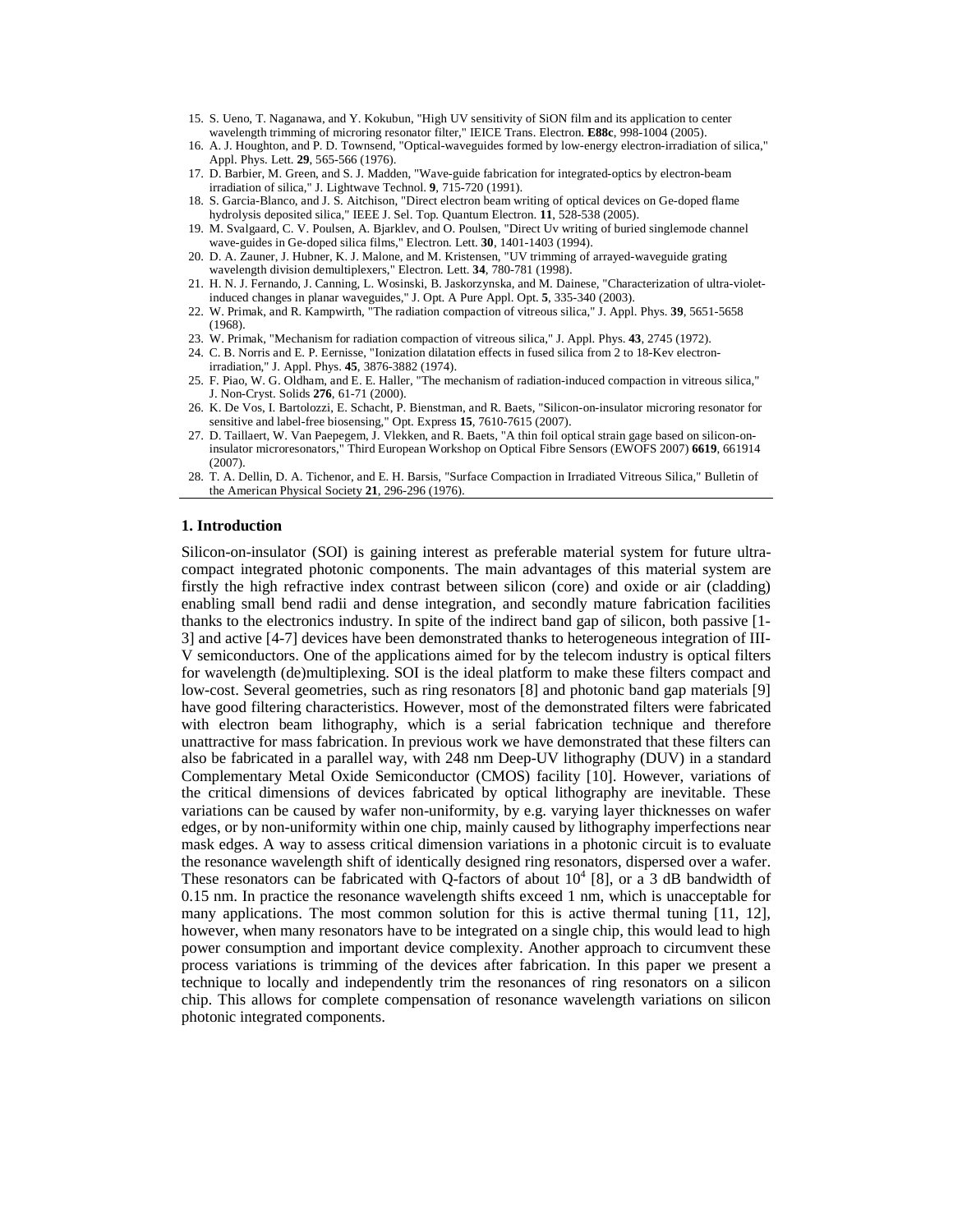15. S. Ueno, T. Naganawa, and Y. Kokubun, "High UV sensitivity of SiON film and its application to center wavelength trimming of microring resonator filter," IEICE Trans. Electron. **E88c**, 998-1004 (2005).
16. A. J. Houghton, and P. D. Townsend, "Optical-waveguides formed by low-energy electron-irradiation of silica," Appl. Phys. Lett. **29**, 565-566 (1976).
17. D. Barbier, M. Green, and S. J. Madden, "Wave-guide fabrication for integrated-optics by electron-beam irradiation of silica," J. Lightwave Technol. **9**, 715-720 (1991).
18. S. Garcia-Blanco, and J. S. Aitchison, "Direct electron beam writing of optical devices on Ge-doped flame hydrolysis deposited silica," IEEE J. Sel. Top. Quantum Electron. **11**, 528-538 (2005).
19. M. Svalgaard, C. V. Poulsen, A. Bjarklev, and O. Poulsen, "Direct Uv writing of buried singlemode channel wave-guides in Ge-doped silica films," Electron. Lett. **30**, 1401-1403 (1994).
20. D. A. Zauner, J. Hubner, K. J. Malone, and M. Kristensen, "UV trimming of arrayed-waveguide grating wavelength division demultiplexers," Electron. Lett. **34**, 780-781 (1998).
21. H. N. J. Fernando, J. Canning, L. Wosinski, B. Jaskorzynska, and M. Dainese, "Characterization of ultra-violet-induced changes in planar waveguides," J. Opt. A Pure Appl. Opt. **5**, 335-340 (2003).
22. W. Primak, and R. Kampwirth, "The radiation compaction of vitreous silica," J. Appl. Phys. **39**, 5651-5658 (1968).
23. W. Primak, "Mechanism for radiation compaction of vitreous silica," J. Appl. Phys. **43**, 2745 (1972).
24. C. B. Norris and E. P. Eernisse, "Ionization dilatation effects in fused silica from 2 to 18-Kev electron-irradiation," J. Appl. Phys. **45**, 3876-3882 (1974).
25. F. Piao, W. G. Oldham, and E. E. Haller, "The mechanism of radiation-induced compaction in vitreous silica," J. Non-Cryst. Solids **276**, 61-71 (2000).
26. K. De Vos, I. Bartolozzi, E. Schacht, P. Bienstman, and R. Baets, "Silicon-on-insulator microring resonator for sensitive and label-free biosensing," Opt. Express **15**, 7610-7615 (2007).
27. D. Taillaert, W. Van Paepegem, J. Vlekken, and R. Baets, "A thin foil optical strain gage based on silicon-on-insulator microresonators," Third European Workshop on Optical Fibre Sensors (EWOFS 2007) **6619**, 661914 (2007).
28. T. A. Dellin, D. A. Tichenor, and E. H. Barsis, "Surface Compaction in Irradiated Vitreous Silica," Bulletin of the American Physical Society **21**, 296-296 (1976).

## 1. Introduction

Silicon-on-insulator (SOI) is gaining interest as preferable material system for future ultra-compact integrated photonic components. The main advantages of this material system are firstly the high refractive index contrast between silicon (core) and oxide or air (cladding) enabling small bend radii and dense integration, and secondly mature fabrication facilities thanks to the electronics industry. In spite of the indirect band gap of silicon, both passive [1-3] and active [4-7] devices have been demonstrated thanks to heterogeneous integration of III-V semiconductors. One of the applications aimed for by the telecom industry is optical filters for wavelength (de)multiplexing. SOI is the ideal platform to make these filters compact and low-cost. Several geometries, such as ring resonators [8] and photonic band gap materials [9] have good filtering characteristics. However, most of the demonstrated filters were fabricated with electron beam lithography, which is a serial fabrication technique and therefore unattractive for mass fabrication. In previous work we have demonstrated that these filters can also be fabricated in a parallel way, with 248 nm Deep-UV lithography (DUV) in a standard Complementary Metal Oxide Semiconductor (CMOS) facility [10]. However, variations of the critical dimensions of devices fabricated by optical lithography are inevitable. These variations can be caused by wafer non-uniformity, by e.g. varying layer thicknesses on wafer edges, or by non-uniformity within one chip, mainly caused by lithography imperfections near mask edges. A way to assess critical dimension variations in a photonic circuit is to evaluate the resonance wavelength shift of identically designed ring resonators, dispersed over a wafer. These resonators can be fabricated with Q-factors of about $10^4$ [8], or a 3 dB bandwidth of 0.15 nm. In practice the resonance wavelength shifts exceed 1 nm, which is unacceptable for many applications. The most common solution for this is active thermal tuning [11, 12], however, when many resonators have to be integrated on a single chip, this would lead to high power consumption and important device complexity. Another approach to circumvent these process variations is trimming of the devices after fabrication. In this paper we present a technique to locally and independently trim the resonances of ring resonators on a silicon chip. This allows for complete compensation of resonance wavelength variations on silicon photonic integrated components.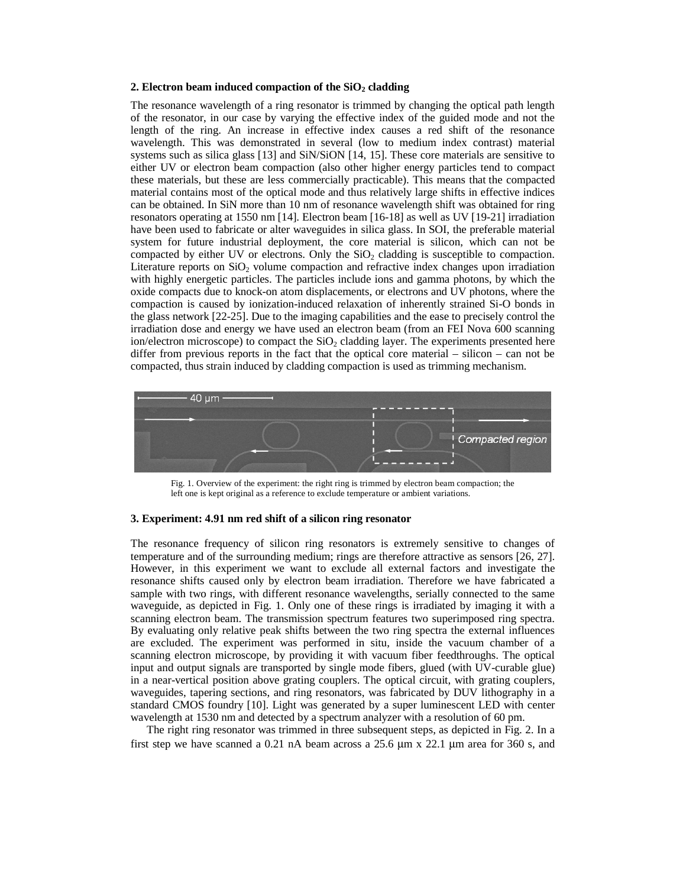### 2. Electron beam induced compaction of the $SiO_2$ cladding

The resonance wavelength of a ring resonator is trimmed by changing the optical path length of the resonator, in our case by varying the effective index of the guided mode and not the length of the ring. An increase in effective index causes a red shift of the resonance wavelength. This was demonstrated in several (low to medium index contrast) material systems such as silica glass [13] and SiN/SiON [14, 15]. These core materials are sensitive to either UV or electron beam compaction (also other higher energy particles tend to compact these materials, but these are less commercially practicable). This means that the compacted material contains most of the optical mode and thus relatively large shifts in effective indices can be obtained. In SiN more than 10 nm of resonance wavelength shift was obtained for ring resonators operating at 1550 nm [14]. Electron beam [16-18] as well as UV [19-21] irradiation have been used to fabricate or alter waveguides in silica glass. In SOI, the preferable material system for future industrial deployment, the core material is silicon, which can not be compacted by either UV or electrons. Only the $SiO_2$ cladding is susceptible to compaction. Literature reports on $SiO_2$ volume compaction and refractive index changes upon irradiation with highly energetic particles. The particles include ions and gamma photons, by which the oxide compacts due to knock-on atom displacements, or electrons and UV photons, where the compaction is caused by ionization-induced relaxation of inherently strained Si-O bonds in the glass network [22-25]. Due to the imaging capabilities and the ease to precisely control the irradiation dose and energy we have used an electron beam (from an FEI Nova 600 scanning ion/electron microscope) to compact the $SiO_2$ cladding layer. The experiments presented here differ from previous reports in the fact that the optical core material – silicon – can not be compacted, thus strain induced by cladding compaction is used as trimming mechanism.

Fig. 1. Overview of the experiment: the right ring is trimmed by electron beam compaction; the left one is kept original as a reference to exclude temperature or ambient variations.

### 3. Experiment: 4.91 nm red shift of a silicon ring resonator

The resonance frequency of silicon ring resonators is extremely sensitive to changes of temperature and of the surrounding medium; rings are therefore attractive as sensors [26, 27]. However, in this experiment we want to exclude all external factors and investigate the resonance shifts caused only by electron beam irradiation. Therefore we have fabricated a sample with two rings, with different resonance wavelengths, serially connected to the same waveguide, as depicted in Fig. 1. Only one of these rings is irradiated by imaging it with a scanning electron beam. The transmission spectrum features two superimposed ring spectra. By evaluating only relative peak shifts between the two ring spectra the external influences are excluded. The experiment was performed in situ, inside the vacuum chamber of a scanning electron microscope, by providing it with vacuum fiber feedthroughs. The optical input and output signals are transported by single mode fibers, glued (with UV-curable glue) in a near-vertical position above grating couplers. The optical circuit, with grating couplers, waveguides, tapering sections, and ring resonators, was fabricated by DUV lithography in a standard CMOS foundry [10]. Light was generated by a super luminescent LED with center wavelength at 1530 nm and detected by a spectrum analyzer with a resolution of 60 pm.

The right ring resonator was trimmed in three subsequent steps, as depicted in Fig. 2. In a first step we have scanned a 0.21 nA beam across a 25.6 μm x 22.1 μm area for 360 s, and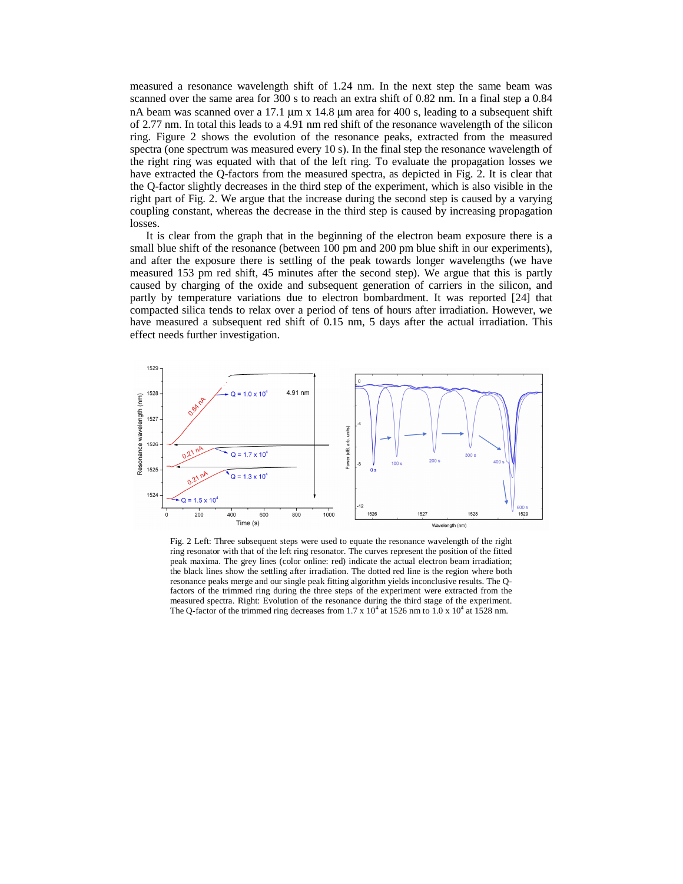measured a resonance wavelength shift of 1.24 nm. In the next step the same beam was scanned over the same area for 300 s to reach an extra shift of 0.82 nm. In a final step a 0.84 nA beam was scanned over a 17.1 µm x 14.8 µm area for 400 s, leading to a subsequent shift of 2.77 nm. In total this leads to a 4.91 nm red shift of the resonance wavelength of the silicon ring. Figure 2 shows the evolution of the resonance peaks, extracted from the measured spectra (one spectrum was measured every 10 s). In the final step the resonance wavelength of the right ring was equated with that of the left ring. To evaluate the propagation losses we have extracted the Q-factors from the measured spectra, as depicted in Fig. 2. It is clear that the Q-factor slightly decreases in the third step of the experiment, which is also visible in the right part of Fig. 2. We argue that the increase during the second step is caused by a varying coupling constant, whereas the decrease in the third step is caused by increasing propagation losses.

It is clear from the graph that in the beginning of the electron beam exposure there is a small blue shift of the resonance (between 100 pm and 200 pm blue shift in our experiments), and after the exposure there is settling of the peak towards longer wavelengths (we have measured 153 pm red shift, 45 minutes after the second step). We argue that this is partly caused by charging of the oxide and subsequent generation of carriers in the silicon, and partly by temperature variations due to electron bombardment. It was reported [24] that compacted silica tends to relax over a period of tens of hours after irradiation. However, we have measured a subsequent red shift of 0.15 nm, 5 days after the actual irradiation. This effect needs further investigation.

Fig. 2 Left: Three subsequent steps were used to equate the resonance wavelength of the right ring resonator with that of the left ring resonator. The curves represent the position of the fitted peak maxima. The grey lines (color online: red) indicate the actual electron beam irradiation; the black lines show the settling after irradiation. The dotted red line is the region where both resonance peaks merge and our single peak fitting algorithm yields inconclusive results. The Q-factors of the trimmed ring during the three steps of the experiment were extracted from the measured spectra. Right: Evolution of the resonance during the third stage of the experiment. The Q-factor of the trimmed ring decreases from 1.7 x $10^4$ at 1526 nm to 1.0 x $10^4$ at 1528 nm.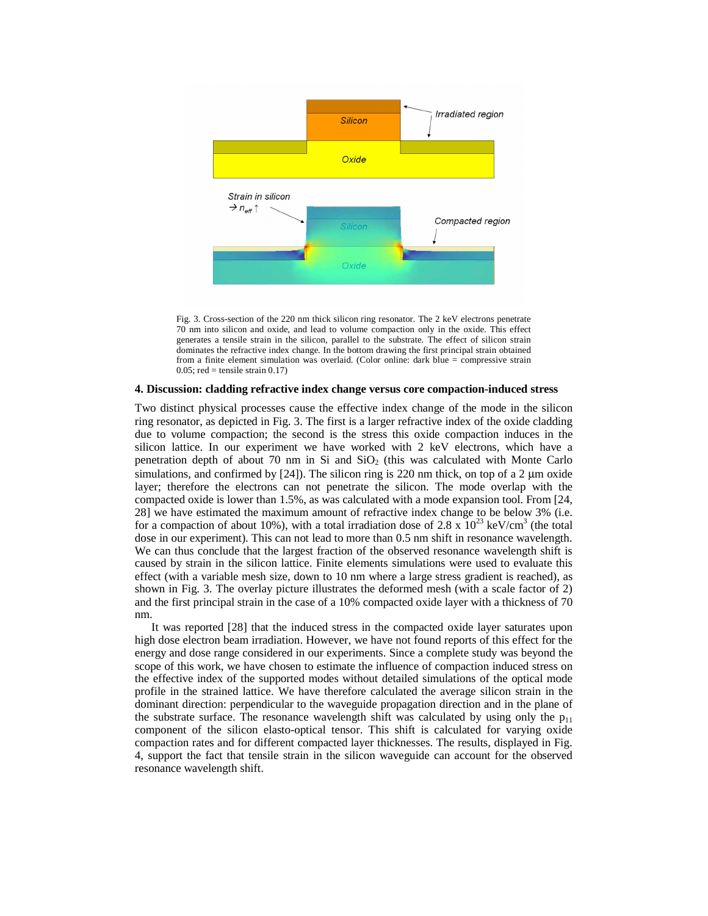Fig. 3. Cross-section of the 220 nm thick silicon ring resonator. The 2 keV electrons penetrate 70 nm into silicon and oxide, and lead to volume compaction only in the oxide. This effect generates a tensile strain in the silicon, parallel to the substrate. The effect of silicon strain dominates the refractive index change. In the bottom drawing the first principal strain obtained from a finite element simulation was overlaid. (Color online: dark blue = compressive strain 0.05; red = tensile strain 0.17)

## 4. Discussion: cladding refractive index change versus core compaction-induced stress

Two distinct physical processes cause the effective index change of the mode in the silicon ring resonator, as depicted in Fig. 3. The first is a larger refractive index of the oxide cladding due to volume compaction; the second is the stress this oxide compaction induces in the silicon lattice. In our experiment we have worked with 2 keV electrons, which have a penetration depth of about 70 nm in Si and $SiO_2$ (this was calculated with Monte Carlo simulations, and confirmed by [24]). The silicon ring is 220 nm thick, on top of a 2 µm oxide layer; therefore the electrons can not penetrate the silicon. The mode overlap with the compacted oxide is lower than 1.5%, as was calculated with a mode expansion tool. From [24, 28] we have estimated the maximum amount of refractive index change to be below 3% (i.e. for a compaction of about 10%), with a total irradiation dose of $2.8 \times 10^{23}$ keV/cm$^3$ (the total dose in our experiment). This can not lead to more than 0.5 nm shift in resonance wavelength. We can thus conclude that the largest fraction of the observed resonance wavelength shift is caused by strain in the silicon lattice. Finite elements simulations were used to evaluate this effect (with a variable mesh size, down to 10 nm where a large stress gradient is reached), as shown in Fig. 3. The overlay picture illustrates the deformed mesh (with a scale factor of 2) and the first principal strain in the case of a 10% compacted oxide layer with a thickness of 70 nm.

It was reported [28] that the induced stress in the compacted oxide layer saturates upon high dose electron beam irradiation. However, we have not found reports of this effect for the energy and dose range considered in our experiments. Since a complete study was beyond the scope of this work, we have chosen to estimate the influence of compaction induced stress on the effective index of the supported modes without detailed simulations of the optical mode profile in the strained lattice. We have therefore calculated the average silicon strain in the dominant direction: perpendicular to the waveguide propagation direction and in the plane of the substrate surface. The resonance wavelength shift was calculated by using only the $p_{11}$ component of the silicon elasto-optical tensor. This shift is calculated for varying oxide compaction rates and for different compacted layer thicknesses. The results, displayed in Fig. 4, support the fact that tensile strain in the silicon waveguide can account for the observed resonance wavelength shift.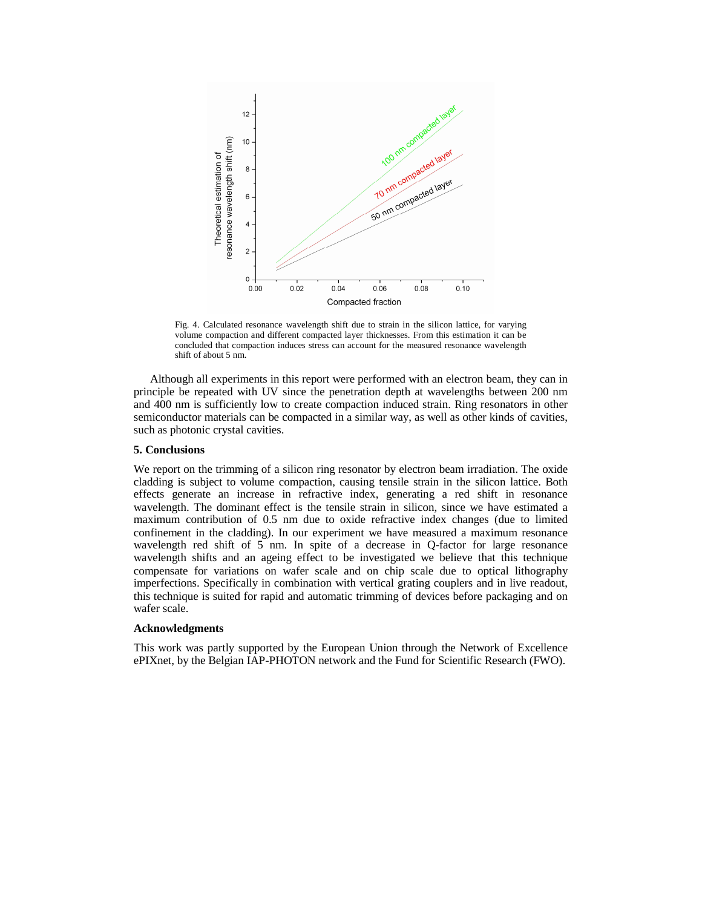Theoretical estimation of resonance wavelength shift (nm)

12
10
8
6
4
2
0

0.00 0.02 0.04 0.06 0.08 0.10

Compacted fraction

100 nm compacted layer
70 nm compacted layer
50 nm compacted layer

Fig. 4. Calculated resonance wavelength shift due to strain in the silicon lattice, for varying volume compaction and different compacted layer thicknesses. From this estimation it can be concluded that compaction induces stress can account for the measured resonance wavelength shift of about 5 nm.

Although all experiments in this report were performed with an electron beam, they can in principle be repeated with UV since the penetration depth at wavelengths between 200 nm and 400 nm is sufficiently low to create compaction induced strain. Ring resonators in other semiconductor materials can be compacted in a similar way, as well as other kinds of cavities, such as photonic crystal cavities.

## 5. Conclusions

We report on the trimming of a silicon ring resonator by electron beam irradiation. The oxide cladding is subject to volume compaction, causing tensile strain in the silicon lattice. Both effects generate an increase in refractive index, generating a red shift in resonance wavelength. The dominant effect is the tensile strain in silicon, since we have estimated a maximum contribution of 0.5 nm due to oxide refractive index changes (due to limited confinement in the cladding). In our experiment we have measured a maximum resonance wavelength red shift of 5 nm. In spite of a decrease in Q-factor for large resonance wavelength shifts and an ageing effect to be investigated we believe that this technique compensate for variations on wafer scale and on chip scale due to optical lithography imperfections. Specifically in combination with vertical grating couplers and in live readout, this technique is suited for rapid and automatic trimming of devices before packaging and on wafer scale.

## Acknowledgments

This work was partly supported by the European Union through the Network of Excellence ePIXnet, by the Belgian IAP-PHOTON network and the Fund for Scientific Research (FWO).